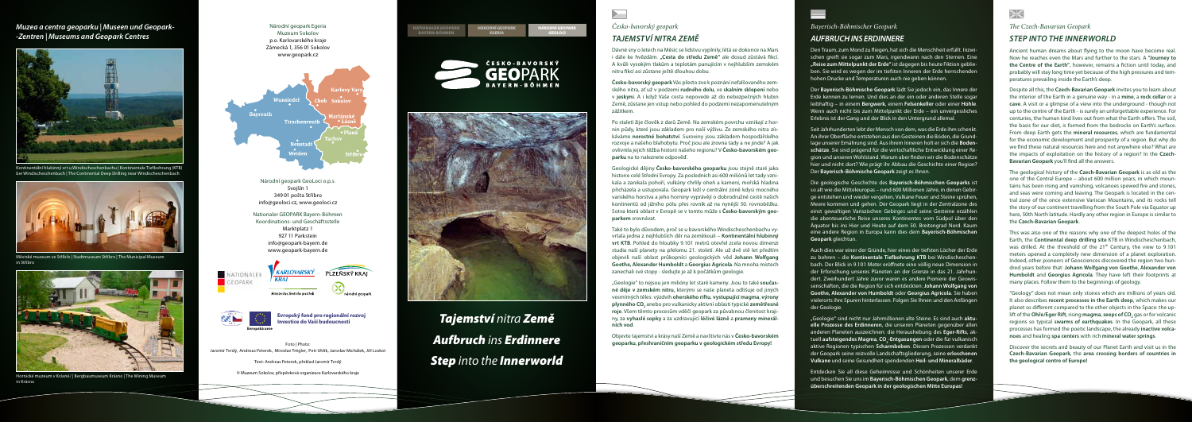## *Muzea a centra geoparku | Museen und Geopark-Zentren | Museums and Geopark Centres*

Kontinentální hlubinný vrt u Windischeschenbachu | Kontinentale Tiefbohrung (KTB) bei Windischeschenbach | The Continental Deep Drilling near Windischeschenbach

Městské muzeum ve Stříbře | Stadtmuseum Stříbro | The Municipal Museum in Stříbro

Hornické muzeum v Krásně | Bergbaumuseum Krásno | The Mining Museum in Krásno

Národní geopark Egeria
Muzeum Sokolov
p.o. Karlovarského kraje
Zámecká 1, 356 01 Sokolov
www.geopark.cz

Národní geopark GeoLoci o.p.s.
Svojšín 1
349 01 pošta Stříbro
info@geoloci.cz, www.geoloci.cz

Nationaler GEOPARK Bayern-Böhmen
Koordinations- und Geschäftsstelle
Marktplatz 1
927 11 Parkstein
info@geopark-bayern.de
www.geopark-bayern.de

Wunsiedel, Cheb, Sokolov, Karlovy Vary, Bayreuth, Tirschenreuth, Mariánské Lázně, Neustadt, Weiden, Planá, Tachov, Stříbro

Nationaler Geopark | Karlovarský kraj | Plzeňský kraj | národní geopark
Ministerstvo životního prostředí

Evropská unie
**Evropský fond pro regionální rozvoj**
**Investice do Vaší budoucnosti**

Foto | Photo:
Jaromír Tvrdý, Andreas Peterek, Miroslav Trégler, Petr Uhlík, Jaroslav Michálek, Atl Loskot

Text: Andreas Peterek, překlad Jaromír Tvrdý

© Muzeum Sokolov, příspěvková organizace Karlovarského kraje

NATIONALER GEOPARK BAYERN-BÖHMEN | NÁRODNÍ GEOPARK EGERIA | NÁRODNÍ GEOPARK GEOLOCI

ČESKO-BAVORSKÝ GEOPARK BAYERN-BÖHMEN

# *Tajemství nitra Země*
# *Aufbruch ins Erdinnere*
# *Step into the Innerworld*

---

*Česko-bavorský geopark*

## *TAJEMSTVÍ NITRA ZEMĚ*

Dávné sny o letech na Měsíc se lidstvu vyplnily, létá se dokonce na Mars i dále ke hvězdám. „**Cesta do středu Země**" ale dosud zůstává fikcí. A kvůli vysokým tlakům a teplotám panujícím v nejhlubším zemském nitru fikcí asi zůstane ještě dlouhou dobu.

**Česko-bavorský geopark** Vás přesto zve k poznání nefalšovaného zemského nitra, ať už v podzemí **rudného dolu**, ve **skalním sklepení** nebo v **jeskyni**. A i když Vaše cesta nepovede až do nebezpečných hlubin Země, zůstane jen vstup nebo pohled do podzemí nezapomenutelným zážitkem.

Po staletí žije člověk z darů Země. Na zemském povrchu vznikají z horních půdy, který jsou základem pro naši výživu. Ze zemského nitra získáváme **nerostné bohatství**. Suroviny jsou základem hospodářského rozvoje a našeho blahobytu. Proč jsou ale zrovna tady a ne jinde? A jak ovlivnila jejich těžba historii našeho regionu? V **Česko-bavorském geoparku** na to naleznete odpověď.

Geologické dějiny **Česko-bavorského geoparku** jsou stejně staré jako historie celé Střední Evropy. Za posledních asi 600 milionů let tady vznikala a zanikala pohoří, vulkány chrlily oheň a kamení, mořská hladina přicházela a ustupovala. Geopark leží v centrální zóně kdysi mocného variského horstva a jeho horniny vyprávějí o dobrodružné cestě našich kontinentů od jižního pólu přes rovník až na nynější 50. rovnoběžku. Sotva která oblast v Evropě se v tomto může s **Česko-bavorským geoparkem** srovnávat.

Také to bylo důvodem, proč se u bavorského Windischeschenbachu vyvrtala jedna z nejhlubších děr na zeměkouli – **Kontinentální hlubinný vrt KTB**. Pohled do hloubky 9.101 metrů otevřel zcela novou dimenzi studia naší planety na přelomu 21. století. Ale už dvě stě let předtím objevili naši oblast průkopníci geologických věd **Johann Wolfgang Goethe, Alexander Humboldt** a **Georgius Agricola**. Na mnoha místech zanechali své stopy - sledujte je až k počátkům geologie.

„Geologie" to nejsou jen milióny let staré kameny. Jsou to také **současné děje v zemském nitru**, kterými se naše planeta odlišuje od jiných vesmírných těles: výzdvih **oherského riftu, vystupující magma, výrony plynného $CO_2$** anebo pro vulkanicky aktivní oblasti typické **zemětřesné roje**. Všem těmto procesům vděčí geopark za původnou členitost krajiny, za **vyhaslé sopky** a za uzdravující **léčivé lázně** a **prameny minerálních vod**.

Objevte tajemství a krásy naší Země a navštivte nás v **Česko-bavorském geoparku, přeshraničním geoparku v geologickém středu Evropy!**

---

*Bayerisch-Böhmischer Geopark*

## *AUFBRUCH INS ERDINNERE*

Den Traum, zum Mond zu fliegen, hat sich die Menschheit erfüllt. Inzwischen greift sie sogar zum Mars, irgendwann nach den Sternen. Eine „**Reise zum Mittelpunkt der Erde**" ist dagegen bis heute Fiktion geblieben. Sie wird es wegen der im tiefsten Inneren der Erde herrschenden hohen Drucke und Temperaturen auch nie geben können.

Der **Bayerisch-Böhmische Geopark** lädt Sie jedoch ein, das Innere der Erde kennen zu lernen. Und dies an der ein oder anderen Stelle sogar leibhaftig – in einem **Bergwerk**, einem **Felsenkeller** oder einer **Höhle**. Wenn auch nicht bis zum Mittelpunkt der Erde – ein unvergessliches Erlebnis ist der Gang und der Blick in den Untergrund allemal.

Seit Jahrhunderten lebt der Mensch von dem, was die Erde ihm schenkt. An ihrer Oberfläche entstehen aus den Gesteinen die Böden, die Grundlage unserer Ernährung sind. Aus ihrem Innern holt er sich die **Bodenschätze**. Sie sind prägend für die wirtschaftliche Entwicklung einer Region und unseren Wohlstand. Warum aber finden wir die Bodenschätze hier und nicht dort? Wie prägt ihr Abbau die Geschichte einer Region? Der **Bayerisch-Böhmische Geopark** zeigt es Ihnen.

Die geologische Geschichte des **Bayerisch-Böhmischen Geoparks** ist so alt wie die Mitteleuropas – rund 600 Millionen Jahre, in denen Gebirge entstehen und wieder vergehen, Vulkane Feuer und Steine sprühen, Meere kommen und gehen. Der Geopark liegt in der Zentralzone des einst gewaltigen Variszischen Gebirges und seine Gesteine erzählen die abenteuerliche Reise unseres Kontinentes vom Südpol über den Äquator bis ins Hier und Heute auf dem 50. Breitengrad Nord. Kaum eine andere Region in Europa kann dies dem **Bayerisch-Böhmischen Geopark** gleichtun.

Auch dies war einer der Gründe, hier eines der tiefsten Löcher der Erde zu bohren – die **Kontinentale Tiefbohrung KTB** bei Windischeschenbach. Der Blick in 9.101 Meter eröffnete eine völlig neue Dimension in der Erforschung unseres Planeten an der Grenze in das 21. Jahrhundert. Zweihundert Jahre zuvor waren es andere Pioniere der Geowissenschaften, die die Region für sich entdeckten: **Johann Wolfgang von Goethe, Alexander von Humboldt** oder **Georgius Agricola**. Sie haben vielerorts ihre Spuren hinterlassen. Folgen Sie ihnen und den Anfängen der Geologie.

„Geologie" sind nicht nur Jahrmillionen alte Steine. Es sind auch **aktuelle Prozesse des Erdinneren**, die unseren Planeten gegenüber allen anderen Planeten auszeichnen: die Heraushebung des **Eger-Rifts**, aktuell **aufsteigendes Magma, $CO_2$-Entgasungen** oder die für vulkanisch aktive Regionen typischen **Schwarmbeben**. Diesen Prozessen verdankt der Geopark seine reizvolle Landschaftsgliederung, seine **erloschenen Vulkane** und seine Gesundheit spendenden **Heil- und Mineralbäder**.

Entdecken Sie all diese Geheimnisse und Schönheiten unserer Erde und besuchen Sie uns im **Bayerisch-Böhmischen Geopark**, dem **grenzüberschreitenden Geopark in der geologischen Mitte Europas!**

---

*The Czech-Bavarian Geopark*

## *STEP INTO THE INNERWORLD*

Ancient human dreams about flying to the moon have become real. Now he reaches even the Mars and further to the stars. A **"Journey to the Centre of the Earth"**, however, remains a fiction until today, and probably will stay long time yet because of the high pressures and temperatures prevailing inside the Earth's deep.

Despite all this, the **Czech-Bavarian Geopark** invites you to learn about the interior of the Earth in a genuine way - in a **mine, a rock cellar** or a **cave**. A visit or a glimpse of a view into the underground - though not up to the centre of the Earth - is surely an unforgettable experience. For centuries, the human kind lives out from what the Earth offers. The soil, the basis for our diet, is formed from the bedrocks on Earth's surface. From deep Earth gets the **mineral resources**, which are fundamental for the economic development and prosperity of a region. But why do we find these natural resources here and not anywhere else? What are the impacts of exploitation on the history of a region? In the **Czech-Bavarian Geopark** you'll find all the answers.

The geological history of the **Czech-Bavarian Geopark** is as old as the one of the Central Europe – about 600 million years, in which mountains has been rising and vanishing, volcanoes spewed fire and stones, and seas were coming and leaving. The Geopark is located in the central zone of the once extensive Variscan Mountains, and its rocks tell the story of our continent travelling from the South Pole via Equator up here, 50th North latitude. Hardly any other region in Europe is similar to the **Czech-Bavarian Geopark**.

This was also one of the reasons why one of the deepest holes of the Earth, the **Continental deep drilling site** KTB in Windischeschenbach, was drilled. At the threshold of the 21[st] Century, the view to 9.101 meters opened a completely new dimension of a planet exploration. Indeed, other pioneers of Geosciences discovered the region two hundred years before that: **Johann Wolfgang von Goethe, Alexander von Humboldt** and **Georgius Agricola**. They have left their footprints at many places. Follow them to the beginnings of geology.

"Geology" does not mean only stones which are millions of years old. It also describes **recent processes in the Earth deep**, which makes our planet so different compared to the other objects in the Space: the uplift of the **Ohře/Eger Rift**, rising **magma, seeps of $CO_2$** gas or for volcanic regions so typical **swarms of earthquakes**. In the Geopark, all these processes has formed the poetic landscape, the already **inactive volcanoes** and healing **spa centers** with rich **mineral water springs**.

Discover the secrets and beauty of our Planet Earth and visit us in the **Czech-Bavarian Geopark**, the **area crossing borders of countries in the geological centre of Europe!**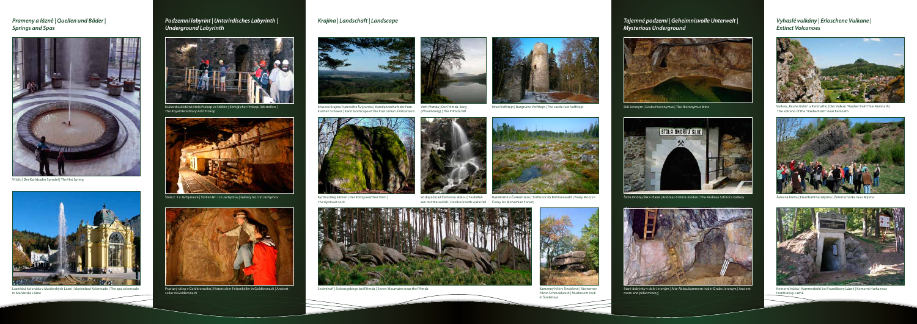## *Prameny a lázně | Quellen und Bäder | Springs and Spas*

Vřídlo | Der Karlsbader Sprudel | The Hot Spring

Lázeňská kolonáda v Mariánských Lázní | Marienbad Kolonnade | The spa colonnade in Mariánské Lázně

## *Podzemní labyrint | Unterirdisches Labyrinth | Underground Labyrinth*

Královská dědičná štola Prokop ve Stříbře | Königlicher Prokopi-Erbstollen | The Royal Hereditary Adit Prokop

Štola č. 1 v Jáchymově | Stollen Nr. 1 in Jachymov | Gallery No 1 in Jachymov

Prastarý sklep v Goldkronachu | Historischer Felsenkeller in Goldkronach | Ancient cellar in Goldkronach

## *Krajina | Landschaft | Landscape*

Krasová krajina Franckého Švýcarska | Karstlandschaft der Fränkischen Schweiz | Karst landscape of the Franconian Switzerland

Vrch Přimda | Der Přimda-Berg (Pfraumberg) | The Přimda hill

Hrad Volfštejn | Burgruine Volfštejn | The castle ruin Volfštejn

Kynšvartský kámen | Der Königswarther Stein | The Kynšvart rock

Vodopád nad Čertovou skálou | Teufelfelsen mit Wasserfall | Devilrock with waterfall

Rašeliniště v Českém lese | Torfmoor im Böhmerwald | Peaty Moor in Český les (Bohemian Forest)

Sedmihoří | Siebengebirge bei Přimda | Seven Mountains near the Přimda

Kamenný hřib v Šindelové | Steinerner Pilz in Schindelwald | Mushroom rock in Šindelová

## *Tajemné podzemí | Geheimnisvolle Unterwelt | Mysterious Underground*

Důl Jeroným | Grube Hieronymus | The Hieronymus Mine

Štola Ondřej Šlik v Plané | Andreas-Schlick-Stollen | The Andreas Schlick's Gallery

Staré dobývky v dole Jeroným | Alte Abbaukammern in der Grube Jeroným | Ancient room and pillar mining

## *Vyhaslé vulkány | Erloschene Vulkane | Extinct Volcanoes*

Vulkán „Rauhe Kulm" u Kemnathu | Der Vulkan "Rauher Kulm" bei Kemnath | The volcano of the "Rauhe Kulm" near Kemnath

Železná hůrka | Eisenbühl bei Mýtina | Železná hůrka near Mýtina

Komorní hůrka | Kammerbühl bei Františkovy Lázně | Komorní Hurka near Františkovy Lázně